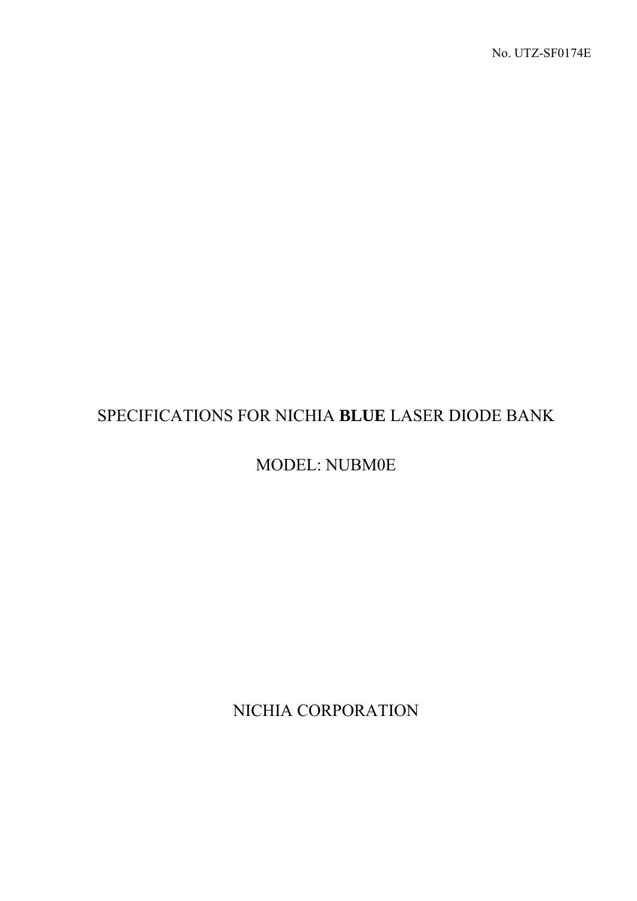No. UTZ-SF0174E

# SPECIFICATIONS FOR NICHIA **BLUE** LASER DIODE BANK

## MODEL: NUBM0E

NICHIA CORPORATION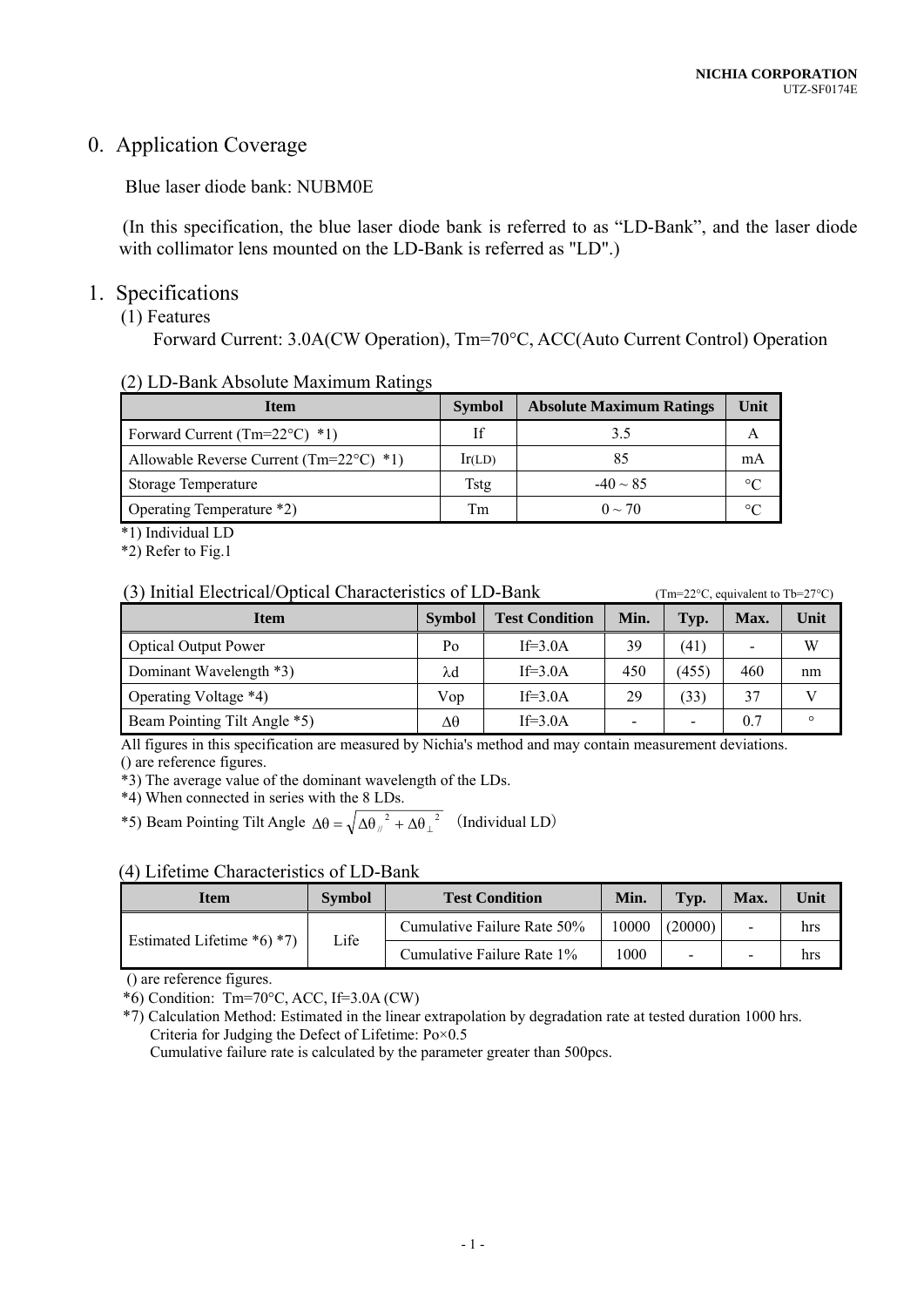## 0. Application Coverage

Blue laser diode bank: NUBM0E

(In this specification, the blue laser diode bank is referred to as "LD-Bank", and the laser diode with collimator lens mounted on the LD-Bank is referred as "LD".)

## 1. Specifications

### (1) Features

Forward Current: 3.0A(CW Operation), Tm=70°C, ACC(Auto Current Control) Operation

### (2) LD-Bank Absolute Maximum Ratings

| Item | Symbol | Absolute Maximum Ratings | Unit |
|---|---|---|---|
| Forward Current (Tm=22°C) *1) | If | 3.5 | A |
| Allowable Reverse Current (Tm=22°C) *1) | $I_{r(LD)}$ | 85 | mA |
| Storage Temperature | Tstg | -40 ~ 85 | °C |
| Operating Temperature *2) | Tm | 0 ~ 70 | °C |

*1) Individual LD
*2) Refer to Fig.1

### (3) Initial Electrical/Optical Characteristics of LD-Bank

(Tm=22°C, equivalent to Tb=27°C)

| Item | Symbol | Test Condition | Min. | Typ. | Max. | Unit |
|---|---|---|---|---|---|---|
| Optical Output Power | Po | If=3.0A | 39 | (41) | - | W |
| Dominant Wavelength *3) | $\lambda d$ | If=3.0A | 450 | (455) | 460 | nm |
| Operating Voltage *4) | Vop | If=3.0A | 29 | (33) | 37 | V |
| Beam Pointing Tilt Angle *5) | $\Delta\theta$ | If=3.0A | - | - | 0.7 | ° |

All figures in this specification are measured by Nichia's method and may contain measurement deviations.
() are reference figures.
*3) The average value of the dominant wavelength of the LDs.
*4) When connected in series with the 8 LDs.
*5) Beam Pointing Tilt Angle $\Delta\theta = \sqrt{\Delta\theta_{//}^{2} + \Delta\theta_{\perp}^{2}}$ (Individual LD)

### (4) Lifetime Characteristics of LD-Bank

| Item | Symbol | Test Condition | Min. | Typ. | Max. | Unit |
|---|---|---|---|---|---|---|
| Estimated Lifetime *6) *7) | Life | Cumulative Failure Rate 50% | 10000 | (20000) | - | hrs |
| | | Cumulative Failure Rate 1% | 1000 | - | - | hrs |

() are reference figures.
*6) Condition: Tm=70°C, ACC, If=3.0A (CW)
*7) Calculation Method: Estimated in the linear extrapolation by degradation rate at tested duration 1000 hrs.
Criteria for Judging the Defect of Lifetime: Po×0.5
Cumulative failure rate is calculated by the parameter greater than 500pcs.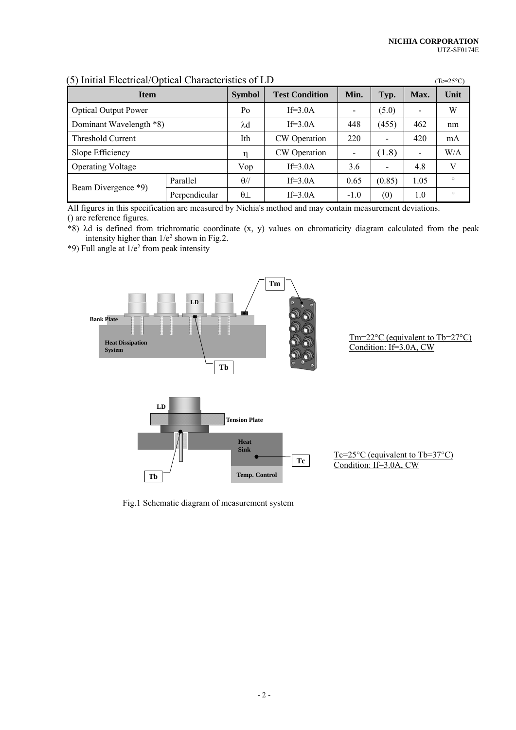## (5) Initial Electrical/Optical Characteristics of LD

(Tc=25°C)

| Item | | Symbol | Test Condition | Min. | Typ. | Max. | Unit |
|---|---|---|---|---|---|---|---|
| Optical Output Power | | Po | If=3.0A | - | (5.0) | - | W |
| Dominant Wavelength *8) | | λd | If=3.0A | 448 | (455) | 462 | nm |
| Threshold Current | | Ith | CW Operation | 220 | - | 420 | mA |
| Slope Efficiency | | η | CW Operation | - | (1.8) | - | W/A |
| Operating Voltage | | Vop | If=3.0A | 3.6 | - | 4.8 | V |
| Beam Divergence *9) | Parallel | θ// | If=3.0A | 0.65 | (0.85) | 1.05 | ° |
| | Perpendicular | θ⊥ | If=3.0A | -1.0 | (0) | 1.0 | ° |

All figures in this specification are measured by Nichia's method and may contain measurement deviations.
() are reference figures.

*8) λd is defined from trichromatic coordinate (x, y) values on chromaticity diagram calculated from the peak intensity higher than $1/e^2$ shown in Fig.2.

*9) Full angle at $1/e^2$ from peak intensity

Tm=22°C (equivalent to Tb=27°C)
Condition: If=3.0A, CW

Tc=25°C (equivalent to Tb=37°C)
Condition: If=3.0A, CW

Fig.1 Schematic diagram of measurement system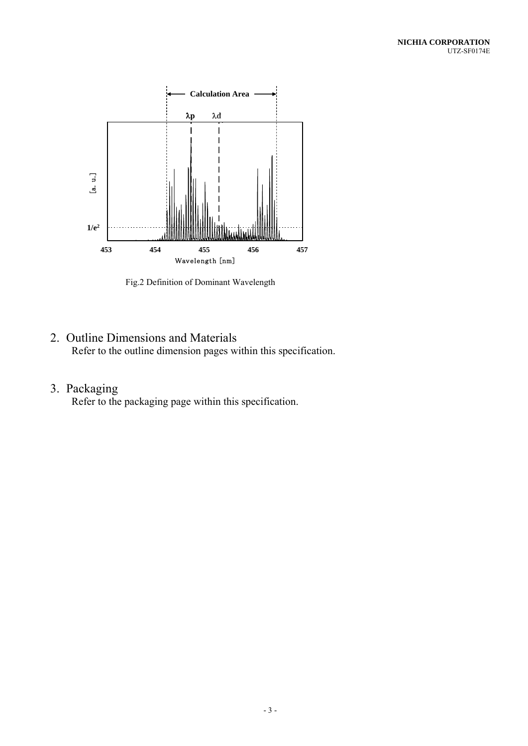Fig.2 Definition of Dominant Wavelength

## 2. Outline Dimensions and Materials

Refer to the outline dimension pages within this specification.

## 3. Packaging

Refer to the packaging page within this specification.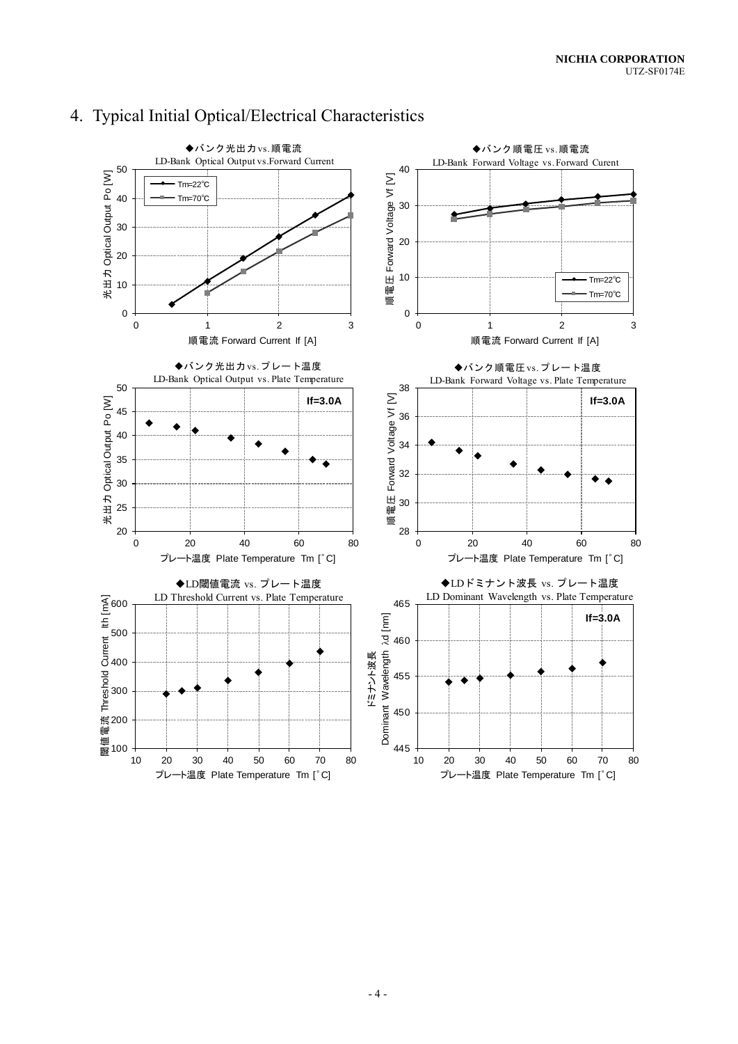## 4. Typical Initial Optical/Electrical Characteristics

◆バンク光出力vs.順電流
LD-Bank Optical Output vs.Forward Current

◆バンク順電圧 vs.順電流
LD-Bank Forward Voltage vs. Forward Curent

◆バンク光出力vs. プレート温度
LD-Bank Optical Output vs. Plate Temperature

◆バンク順電圧vs. プレート温度
LD-Bank Forward Voltage vs. Plate Temperature

◆LD閾値電流 vs. プレート温度
LD Threshold Current vs. Plate Temperature

◆LDドミナント波長 vs. プレート温度
LD Dominant Wavelength vs. Plate Temperature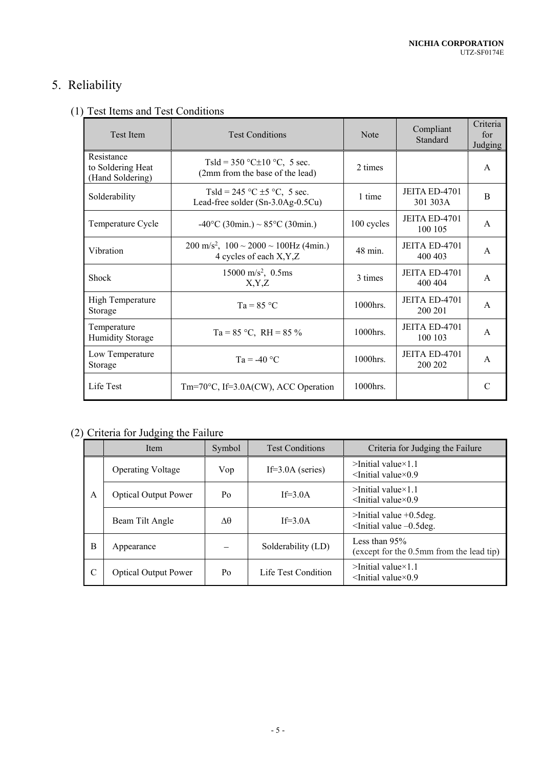# 5. Reliability

## (1) Test Items and Test Conditions

| Test Item | Test Conditions | Note | Compliant Standard | Criteria for Judging |
|---|---|---|---|---|
| Resistance to Soldering Heat (Hand Soldering) | Tsld = 350 °C±10 °C, 5 sec. (2mm from the base of the lead) | 2 times | | A |
| Solderability | Tsld = 245 °C ±5 °C, 5 sec. Lead-free solder (Sn-3.0Ag-0.5Cu) | 1 time | JEITA ED-4701 301 303A | B |
| Temperature Cycle | -40°C (30min.) ~ 85°C (30min.) | 100 cycles | JEITA ED-4701 100 105 | A |
| Vibration | 200 $m/s^2$, 100 ~ 2000 ~ 100Hz (4min.) 4 cycles of each X,Y,Z | 48 min. | JEITA ED-4701 400 403 | A |
| Shock | 15000 $m/s^2$, 0.5ms X,Y,Z | 3 times | JEITA ED-4701 400 404 | A |
| High Temperature Storage | Ta = 85 °C | 1000hrs. | JEITA ED-4701 200 201 | A |
| Temperature Humidity Storage | Ta = 85 °C, RH = 85 % | 1000hrs. | JEITA ED-4701 100 103 | A |
| Low Temperature Storage | Ta = -40 °C | 1000hrs. | JEITA ED-4701 200 202 | A |
| Life Test | Tm=70°C, If=3.0A(CW), ACC Operation | 1000hrs. | | C |

## (2) Criteria for Judging the Failure

| | Item | Symbol | Test Conditions | Criteria for Judging the Failure |
|---|---|---|---|---|
| A | Operating Voltage | Vop | If=3.0A (series) | >Initial value×1.1<br><Initial value×0.9 |
| | Optical Output Power | Po | If=3.0A | >Initial value×1.1<br><Initial value×0.9 |
| | Beam Tilt Angle | $\Delta\theta$ | If=3.0A | >Initial value +0.5deg.<br><Initial value –0.5deg. |
| B | Appearance | – | Solderability (LD) | Less than 95%<br>(except for the 0.5mm from the lead tip) |
| C | Optical Output Power | Po | Life Test Condition | >Initial value×1.1<br><Initial value×0.9 |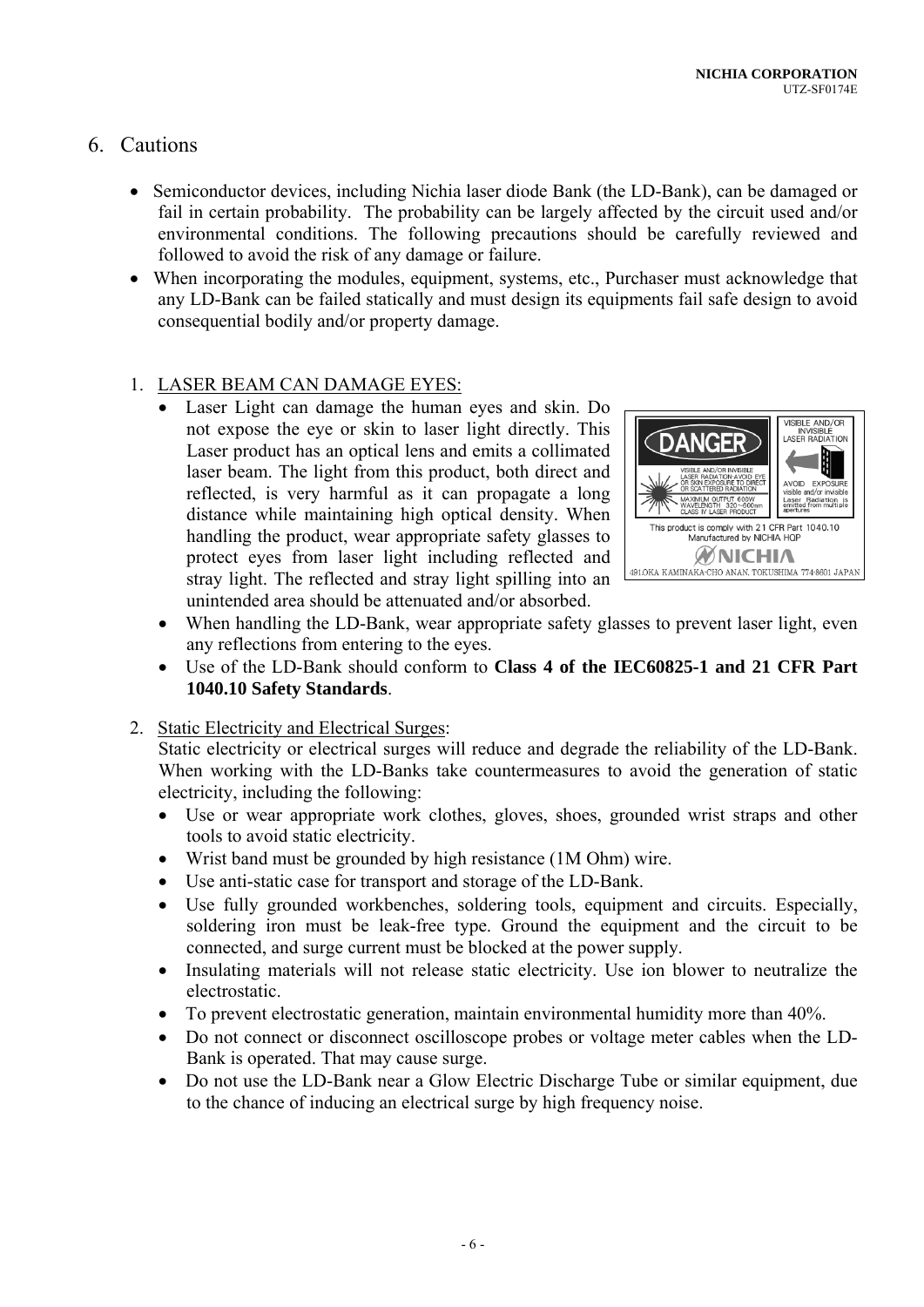## 6. Cautions

- Semiconductor devices, including Nichia laser diode Bank (the LD-Bank), can be damaged or fail in certain probability. The probability can be largely affected by the circuit used and/or environmental conditions. The following precautions should be carefully reviewed and followed to avoid the risk of any damage or failure.
- When incorporating the modules, equipment, systems, etc., Purchaser must acknowledge that any LD-Bank can be failed statically and must design its equipments fail safe design to avoid consequential bodily and/or property damage.

1. LASER BEAM CAN DAMAGE EYES:
   - Laser Light can damage the human eyes and skin. Do not expose the eye or skin to laser light directly. This Laser product has an optical lens and emits a collimated laser beam. The light from this product, both direct and reflected, is very harmful as it can propagate a long distance while maintaining high optical density. When handling the product, wear appropriate safety glasses to protect eyes from laser light including reflected and stray light. The reflected and stray light spilling into an unintended area should be attenuated and/or absorbed.
   - When handling the LD-Bank, wear appropriate safety glasses to prevent laser light, even any reflections from entering to the eyes.
   - Use of the LD-Bank should conform to **Class 4 of the IEC60825-1 and 21 CFR Part 1040.10 Safety Standards**.

   DANGER
   VISIBLE AND/OR INVISIBLE LASER RADIATION AVOID EYE OR SKIN EXPOSURE TO DIRECT OR SCATTERED RADIATION
   MAXIMUM OUTPUT 600W
   WAVELENGTH 320~600nm
   CLASS IV LASER PRODUCT

   VISIBLE AND/OR INVISIBLE LASER RADIATION
   AVOID EXPOSURE visible and/or invisible Laser Radiation is emitted from multiple apertures

   This product is comply with 21 CFR Part 1040.10
   Manufactured by NICHIA HQP
   NICHIA
   491OKA KAMINAKA-CHO ANAN, TOKUSHIMA 774-8601 JAPAN

2. Static Electricity and Electrical Surges:
   Static electricity or electrical surges will reduce and degrade the reliability of the LD-Bank. When working with the LD-Banks take countermeasures to avoid the generation of static electricity, including the following:
   - Use or wear appropriate work clothes, gloves, shoes, grounded wrist straps and other tools to avoid static electricity.
   - Wrist band must be grounded by high resistance (1M Ohm) wire.
   - Use anti-static case for transport and storage of the LD-Bank.
   - Use fully grounded workbenches, soldering tools, equipment and circuits. Especially, soldering iron must be leak-free type. Ground the equipment and the circuit to be connected, and surge current must be blocked at the power supply.
   - Insulating materials will not release static electricity. Use ion blower to neutralize the electrostatic.
   - To prevent electrostatic generation, maintain environmental humidity more than 40%.
   - Do not connect or disconnect oscilloscope probes or voltage meter cables when the LD-Bank is operated. That may cause surge.
   - Do not use the LD-Bank near a Glow Electric Discharge Tube or similar equipment, due to the chance of inducing an electrical surge by high frequency noise.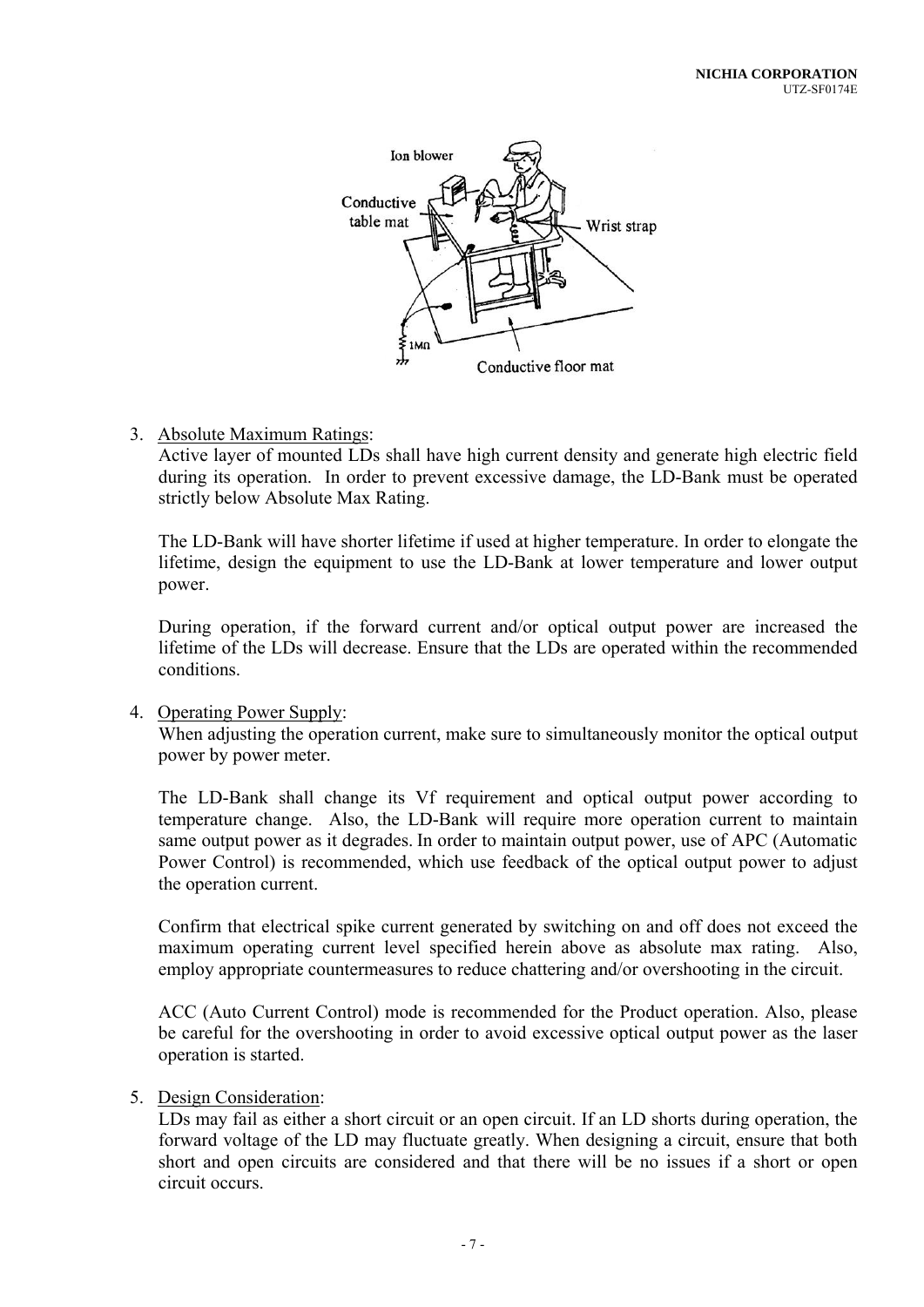3. Absolute Maximum Ratings:
   Active layer of mounted LDs shall have high current density and generate high electric field during its operation. In order to prevent excessive damage, the LD-Bank must be operated strictly below Absolute Max Rating.

   The LD-Bank will have shorter lifetime if used at higher temperature. In order to elongate the lifetime, design the equipment to use the LD-Bank at lower temperature and lower output power.

   During operation, if the forward current and/or optical output power are increased the lifetime of the LDs will decrease. Ensure that the LDs are operated within the recommended conditions.

4. Operating Power Supply:
   When adjusting the operation current, make sure to simultaneously monitor the optical output power by power meter.

   The LD-Bank shall change its Vf requirement and optical output power according to temperature change. Also, the LD-Bank will require more operation current to maintain same output power as it degrades. In order to maintain output power, use of APC (Automatic Power Control) is recommended, which use feedback of the optical output power to adjust the operation current.

   Confirm that electrical spike current generated by switching on and off does not exceed the maximum operating current level specified herein above as absolute max rating. Also, employ appropriate countermeasures to reduce chattering and/or overshooting in the circuit.

   ACC (Auto Current Control) mode is recommended for the Product operation. Also, please be careful for the overshooting in order to avoid excessive optical output power as the laser operation is started.

5. Design Consideration:
   LDs may fail as either a short circuit or an open circuit. If an LD shorts during operation, the forward voltage of the LD may fluctuate greatly. When designing a circuit, ensure that both short and open circuits are considered and that there will be no issues if a short or open circuit occurs.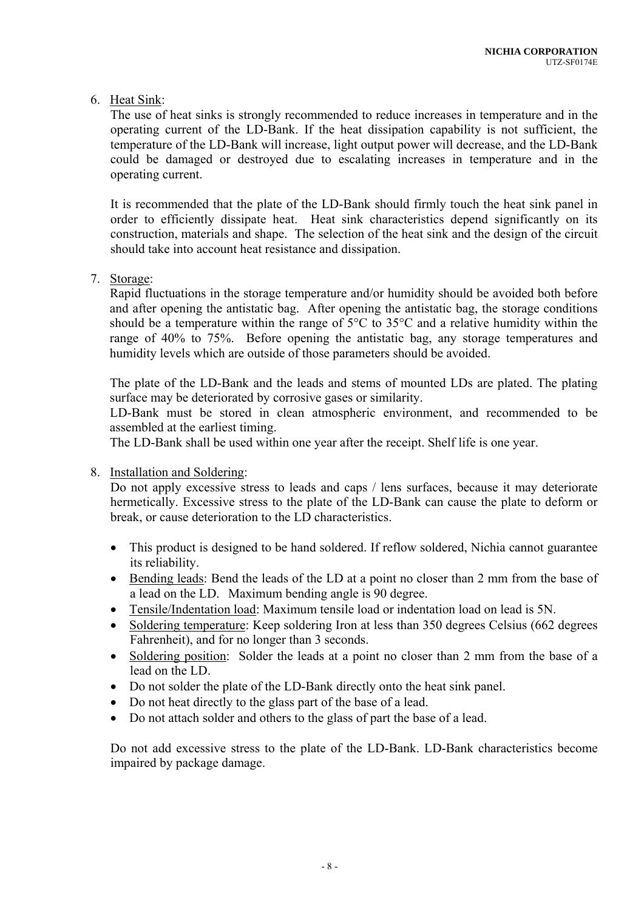6. Heat Sink:

   The use of heat sinks is strongly recommended to reduce increases in temperature and in the operating current of the LD-Bank. If the heat dissipation capability is not sufficient, the temperature of the LD-Bank will increase, light output power will decrease, and the LD-Bank could be damaged or destroyed due to escalating increases in temperature and in the operating current.

   It is recommended that the plate of the LD-Bank should firmly touch the heat sink panel in order to efficiently dissipate heat. Heat sink characteristics depend significantly on its construction, materials and shape. The selection of the heat sink and the design of the circuit should take into account heat resistance and dissipation.

7. Storage:

   Rapid fluctuations in the storage temperature and/or humidity should be avoided both before and after opening the antistatic bag. After opening the antistatic bag, the storage conditions should be a temperature within the range of 5°C to 35°C and a relative humidity within the range of 40% to 75%. Before opening the antistatic bag, any storage temperatures and humidity levels which are outside of those parameters should be avoided.

   The plate of the LD-Bank and the leads and stems of mounted LDs are plated. The plating surface may be deteriorated by corrosive gases or similarity.
   LD-Bank must be stored in clean atmospheric environment, and recommended to be assembled at the earliest timing.
   The LD-Bank shall be used within one year after the receipt. Shelf life is one year.

8. Installation and Soldering:

   Do not apply excessive stress to leads and caps / lens surfaces, because it may deteriorate hermetically. Excessive stress to the plate of the LD-Bank can cause the plate to deform or break, or cause deterioration to the LD characteristics.

   - This product is designed to be hand soldered. If reflow soldered, Nichia cannot guarantee its reliability.
   - Bending leads: Bend the leads of the LD at a point no closer than 2 mm from the base of a lead on the LD. Maximum bending angle is 90 degree.
   - Tensile/Indentation load: Maximum tensile load or indentation load on lead is 5N.
   - Soldering temperature: Keep soldering Iron at less than 350 degrees Celsius (662 degrees Fahrenheit), and for no longer than 3 seconds.
   - Soldering position: Solder the leads at a point no closer than 2 mm from the base of a lead on the LD.
   - Do not solder the plate of the LD-Bank directly onto the heat sink panel.
   - Do not heat directly to the glass part of the base of a lead.
   - Do not attach solder and others to the glass of part the base of a lead.

   Do not add excessive stress to the plate of the LD-Bank. LD-Bank characteristics become impaired by package damage.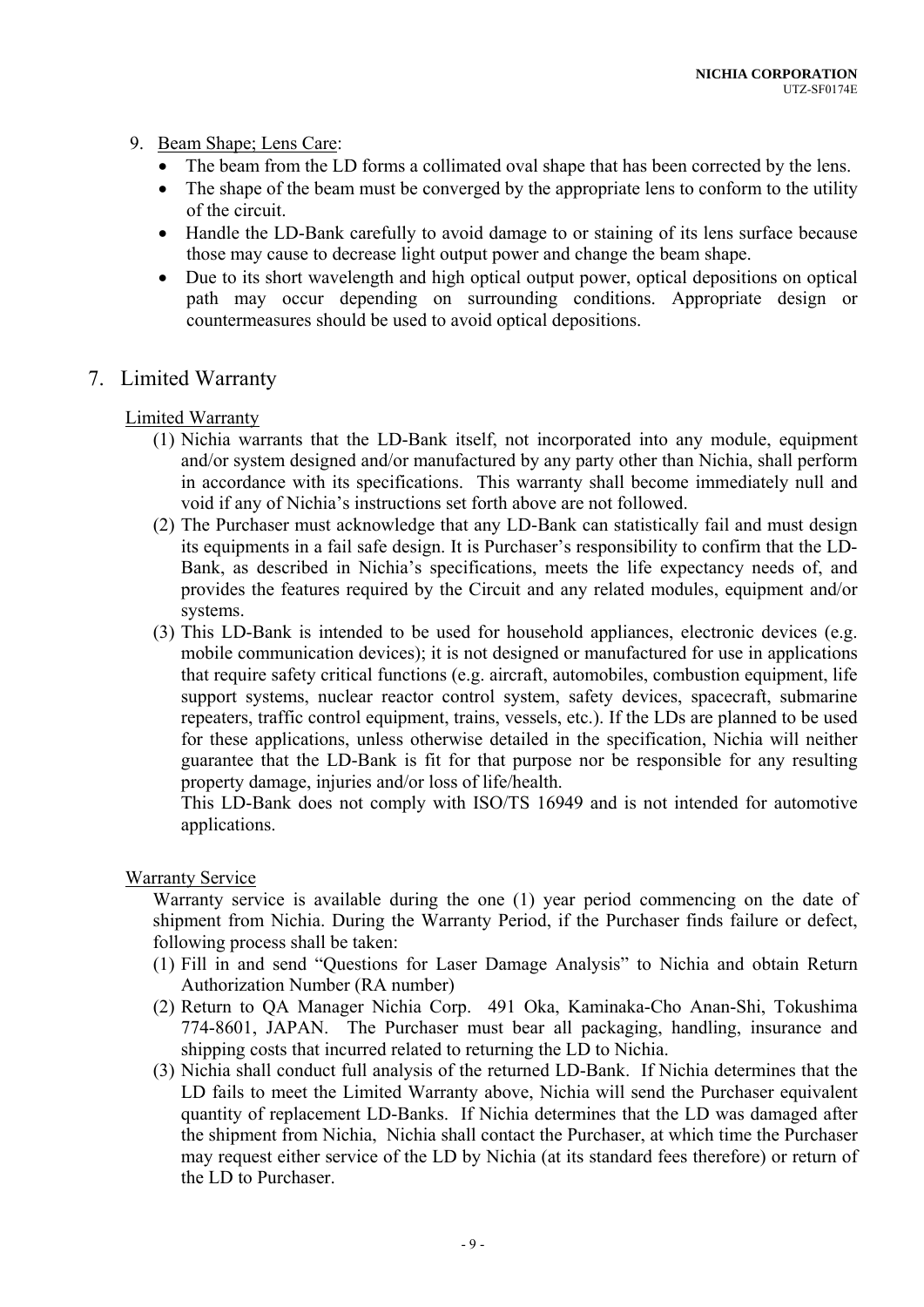9. Beam Shape; Lens Care:
   - The beam from the LD forms a collimated oval shape that has been corrected by the lens.
   - The shape of the beam must be converged by the appropriate lens to conform to the utility of the circuit.
   - Handle the LD-Bank carefully to avoid damage to or staining of its lens surface because those may cause to decrease light output power and change the beam shape.
   - Due to its short wavelength and high optical output power, optical depositions on optical path may occur depending on surrounding conditions. Appropriate design or countermeasures should be used to avoid optical depositions.

## 7. Limited Warranty

Limited Warranty

(1) Nichia warrants that the LD-Bank itself, not incorporated into any module, equipment and/or system designed and/or manufactured by any party other than Nichia, shall perform in accordance with its specifications. This warranty shall become immediately null and void if any of Nichia's instructions set forth above are not followed.

(2) The Purchaser must acknowledge that any LD-Bank can statistically fail and must design its equipments in a fail safe design. It is Purchaser's responsibility to confirm that the LD-Bank, as described in Nichia's specifications, meets the life expectancy needs of, and provides the features required by the Circuit and any related modules, equipment and/or systems.

(3) This LD-Bank is intended to be used for household appliances, electronic devices (e.g. mobile communication devices); it is not designed or manufactured for use in applications that require safety critical functions (e.g. aircraft, automobiles, combustion equipment, life support systems, nuclear reactor control system, safety devices, spacecraft, submarine repeaters, traffic control equipment, trains, vessels, etc.). If the LDs are planned to be used for these applications, unless otherwise detailed in the specification, Nichia will neither guarantee that the LD-Bank is fit for that purpose nor be responsible for any resulting property damage, injuries and/or loss of life/health.
This LD-Bank does not comply with ISO/TS 16949 and is not intended for automotive applications.

Warranty Service

Warranty service is available during the one (1) year period commencing on the date of shipment from Nichia. During the Warranty Period, if the Purchaser finds failure or defect, following process shall be taken:

(1) Fill in and send "Questions for Laser Damage Analysis" to Nichia and obtain Return Authorization Number (RA number)

(2) Return to QA Manager Nichia Corp. 491 Oka, Kaminaka-Cho Anan-Shi, Tokushima 774-8601, JAPAN. The Purchaser must bear all packaging, handling, insurance and shipping costs that incurred related to returning the LD to Nichia.

(3) Nichia shall conduct full analysis of the returned LD-Bank. If Nichia determines that the LD fails to meet the Limited Warranty above, Nichia will send the Purchaser equivalent quantity of replacement LD-Banks. If Nichia determines that the LD was damaged after the shipment from Nichia, Nichia shall contact the Purchaser, at which time the Purchaser may request either service of the LD by Nichia (at its standard fees therefore) or return of the LD to Purchaser.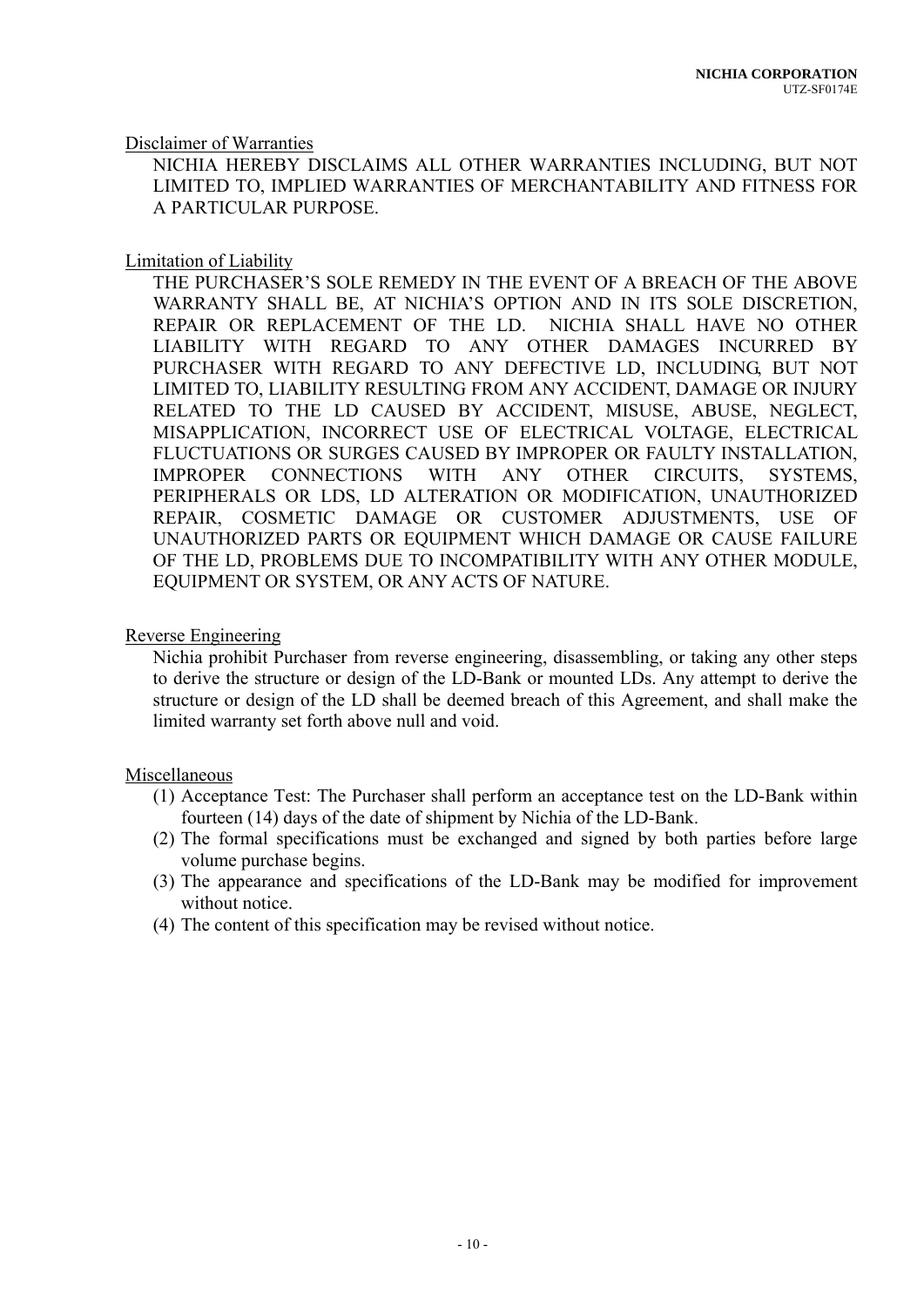Disclaimer of Warranties

NICHIA HEREBY DISCLAIMS ALL OTHER WARRANTIES INCLUDING, BUT NOT LIMITED TO, IMPLIED WARRANTIES OF MERCHANTABILITY AND FITNESS FOR A PARTICULAR PURPOSE.

Limitation of Liability

THE PURCHASER'S SOLE REMEDY IN THE EVENT OF A BREACH OF THE ABOVE WARRANTY SHALL BE, AT NICHIA'S OPTION AND IN ITS SOLE DISCRETION, REPAIR OR REPLACEMENT OF THE LD. NICHIA SHALL HAVE NO OTHER LIABILITY WITH REGARD TO ANY OTHER DAMAGES INCURRED BY PURCHASER WITH REGARD TO ANY DEFECTIVE LD, INCLUDING, BUT NOT LIMITED TO, LIABILITY RESULTING FROM ANY ACCIDENT, DAMAGE OR INJURY RELATED TO THE LD CAUSED BY ACCIDENT, MISUSE, ABUSE, NEGLECT, MISAPPLICATION, INCORRECT USE OF ELECTRICAL VOLTAGE, ELECTRICAL FLUCTUATIONS OR SURGES CAUSED BY IMPROPER OR FAULTY INSTALLATION, IMPROPER CONNECTIONS WITH ANY OTHER CIRCUITS, SYSTEMS, PERIPHERALS OR LDS, LD ALTERATION OR MODIFICATION, UNAUTHORIZED REPAIR, COSMETIC DAMAGE OR CUSTOMER ADJUSTMENTS, USE OF UNAUTHORIZED PARTS OR EQUIPMENT WHICH DAMAGE OR CAUSE FAILURE OF THE LD, PROBLEMS DUE TO INCOMPATIBILITY WITH ANY OTHER MODULE, EQUIPMENT OR SYSTEM, OR ANY ACTS OF NATURE.

Reverse Engineering

Nichia prohibit Purchaser from reverse engineering, disassembling, or taking any other steps to derive the structure or design of the LD-Bank or mounted LDs. Any attempt to derive the structure or design of the LD shall be deemed breach of this Agreement, and shall make the limited warranty set forth above null and void.

Miscellaneous

(1) Acceptance Test: The Purchaser shall perform an acceptance test on the LD-Bank within fourteen (14) days of the date of shipment by Nichia of the LD-Bank.
(2) The formal specifications must be exchanged and signed by both parties before large volume purchase begins.
(3) The appearance and specifications of the LD-Bank may be modified for improvement without notice.
(4) The content of this specification may be revised without notice.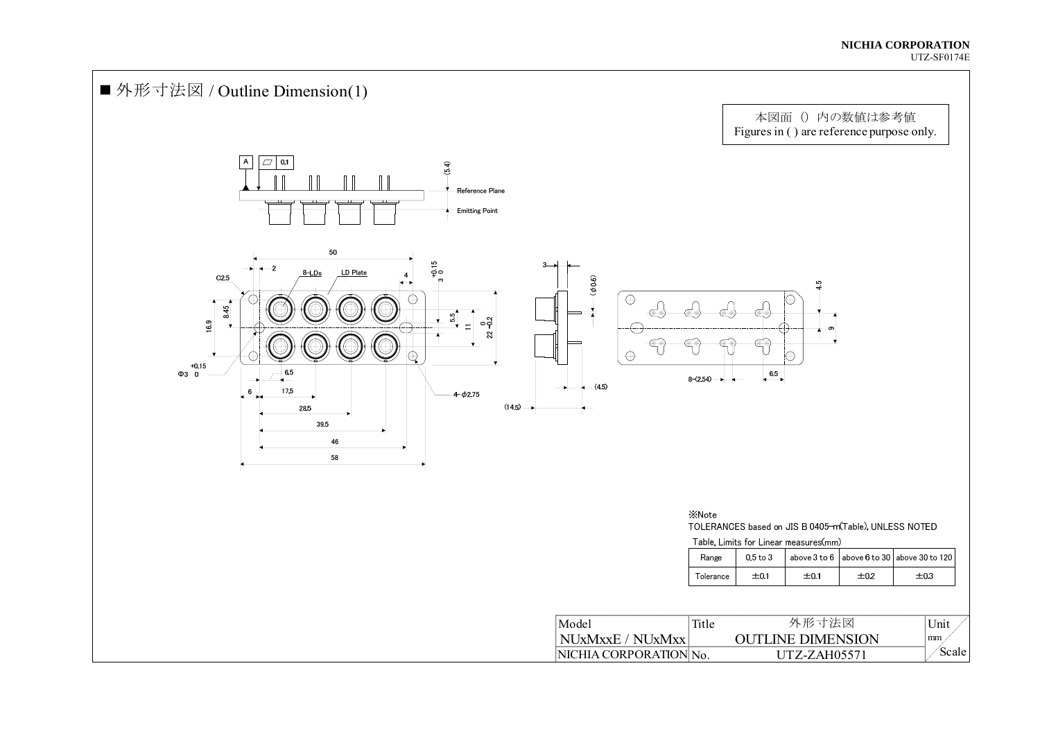■ 外形寸法図 / Outline Dimension(1)

本図面 () 内の数値は参考値
Figures in ( ) are reference purpose only.

A | ▱ | 0.1

(5.4) Reference Plane

Emitting Point

50

2

C2.5

8-LDs

LD Plate

4

3 +0.15 / 0

16.9

8.45

5.5

11

22 0 / -0.2

Φ3 +0.15 / 0

6.5

6

17.5

28.5

39.5

46

58

4-φ2.75

3

(φ0.6)

(4.5)

(14.5)

4.5

9

8-(2.54)

6.5

※Note

TOLERANCES based on JIS B 0405-m(Table), UNLESS NOTED

Table, Limits for Linear measures(mm)

| Range | 0.5 to 3 | above 3 to 6 | above 6 to 30 | above 30 to 120 |
|---|---|---|---|---|
| Tolerance | ±0.1 | ±0.1 | ±0.2 | ±0.3 |

| Model | Title 外形寸法図 | Unit |
|---|---|---|
| NUxMxxE / NUxMxx | OUTLINE DIMENSION | mm |
| NICHIA CORPORATION | No. UTZ-ZAH05571 | Scale |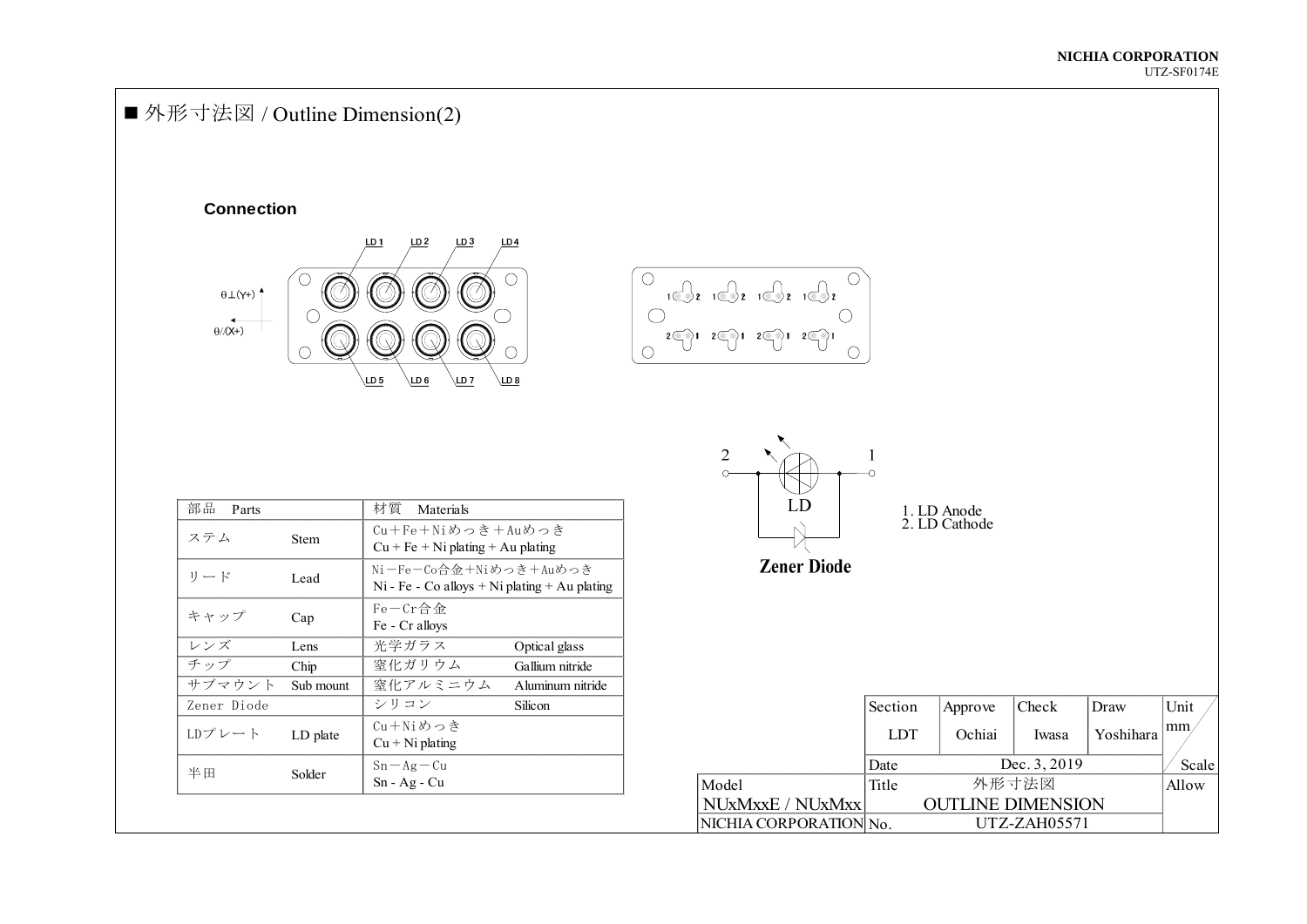## ■ 外形寸法図 / Outline Dimension(2)

**Connection**

LD 1　LD 2　LD 3　LD 4

θ⊥(Y+)

θ//(X+)

LD 5　LD 6　LD 7　LD 8

2　LD　1

Zener Diode

1. LD Anode
2. LD Cathode

| 部品　Parts | | 材質　Materials | |
|---|---|---|---|
| ステム | Stem | Cu＋Fe＋Niめっき＋Auめっき<br>Cu + Fe + Ni plating + Au plating | |
| リード | Lead | Ni－Fe－Co合金＋Niめっき＋Auめっき<br>Ni - Fe - Co alloys + Ni plating + Au plating | |
| キャップ | Cap | Fe－Cr合金<br>Fe - Cr alloys | |
| レンズ | Lens | 光学ガラス | Optical glass |
| チップ | Chip | 窒化ガリウム | Gallium nitride |
| サブマウント | Sub mount | 窒化アルミニウム | Aluminum nitride |
| Zener Diode | | シリコン | Silicon |
| LDプレート | LD plate | Cu＋Niめっき<br>Cu + Ni plating | |
| 半田 | Solder | Sn－Ag－Cu<br>Sn - Ag - Cu | |

| Section | Approve | Check | Draw | Unit |
|---|---|---|---|---|
| LDT | Ochiai | Iwasa | Yoshihara | mm |
| Date | Dec. 3, 2019 | | | Scale |

| Model | Title | 外形寸法図 OUTLINE DIMENSION | Allow |
|---|---|---|---|
| NUxMxxE / NUxMxx | | | |
| NICHIA CORPORATION | No. | UTZ-ZAH05571 | |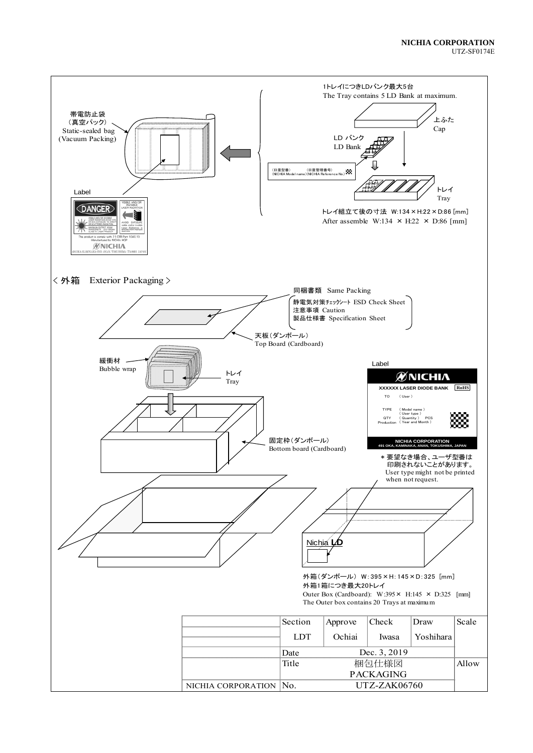1トレイにつきLDバンク最大5台
The Tray contains 5 LD Bank at maximum.

帯電防止袋
（真空パック）
Static-sealed bag
(Vacuum Packing)

上ふた
Cap

LD バンク
LD Bank

（日亜型番）（日亜管理番号）
(NICHIA Model name)(NICHIA Reference No.)

トレイ
Tray

トレイ組立て後の寸法 W:134×H:22×D:86 [mm]
After assemble W:134 × H:22 × D:86 [mm]

Label

DANGER

VISIBLE AND/OR INVISIBLE LASER RADIATION

AVOID EXPOSURE

This product is comply with 21 CFR Part 1040.10
Manufactured by NICHIA HQP

NICHIA

491 OKA KAMINAKA CHO ANAN TOKUSHIMA 774-8601 JAPAN

## < 外箱 Exterior Packaging >

同梱書類 Same Packing
- 静電気対策ﾁｪｯｸｼｰﾄ ESD Check Sheet
- 注意事項 Caution
- 製品仕様書 Specification Sheet

天板（ダンボール）
Top Board (Cardboard)

緩衝材
Bubble wrap

トレイ
Tray

Label

NICHIA

XXXXXX LASER DIODE BANK RoHS

TO (User)

TYPE (Model name)
(User type)
QTY (Quantity) PCS
Production (Year and Month)

NICHIA CORPORATION
491 OKA, KAMINAKA, ANAN, TOKUSHIMA, JAPAN

固定枠（ダンボール）
Bottom board (Cardboard)

＊要望なき場合、ユーザ型番は印刷されないことがあります。
User type might not be printed when not request.

Nichia LD

外箱（ダンボール） W: 395×H: 145×D:325 [mm]
外箱1箱につき最大20トレイ
Outer Box (Cardboard): W:395× H:145 × D:325 [mm]
The Outer box contains 20 Trays at maximum

| | | | | | |
|---|---|---|---|---|---|
| | Section | Approve | Check | Draw | Scale |
| | LDT | Ochiai | Iwasa | Yoshihara | |
| | Date | Dec. 3, 2019 | | | |
| | Title | 梱包仕様図 PACKAGING | | | Allow |
| NICHIA CORPORATION | No. | UTZ-ZAK06760 | | | |